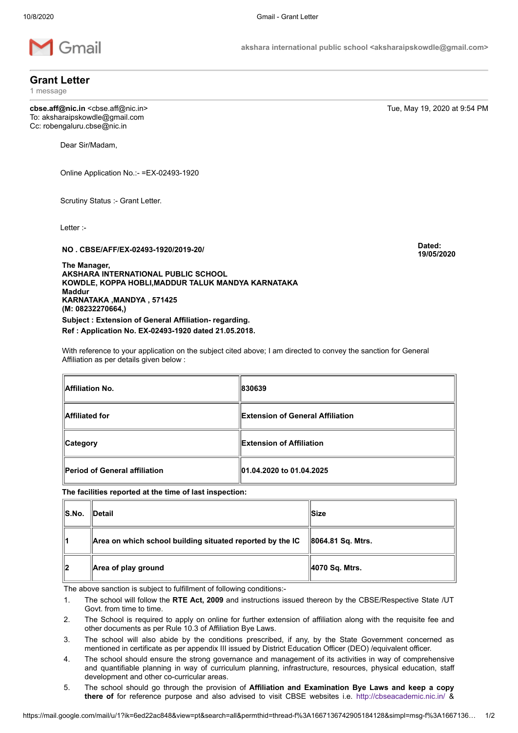Gmail

akshara international public school <aksharaipskowdle@gmail.com>

# Grant Letter

1 message

**cbse.aff@nic.in** <cbse.aff@nic.in>
To: aksharaipskowdle@gmail.com
Cc: robengaluru.cbse@nic.in

Tue, May 19, 2020 at 9:54 PM

Dear Sir/Madam,

Online Application No.:- =EX-02493-1920

Scrutiny Status :- Grant Letter.

Letter :-

**NO . CBSE/AFF/EX-02493-1920/2019-20/**

**Dated: 19/05/2020**

**The Manager,**
**AKSHARA INTERNATIONAL PUBLIC SCHOOL**
**KOWDLE, KOPPA HOBLI,MADDUR TALUK MANDYA KARNATAKA**
**Maddur**
**KARNATAKA ,MANDYA , 571425**
**(M: 08232270664,)**

**Subject : Extension of General Affiliation- regarding.**

**Ref : Application No. EX-02493-1920 dated 21.05.2018.**

With reference to your application on the subject cited above; I am directed to convey the sanction for General Affiliation as per details given below :

| | |
|---|---|
| **Affiliation No.** | **830639** |
| **Affiliated for** | **Extension of General Affiliation** |
| **Category** | **Extension of Affiliation** |
| **Period of General affiliation** | **01.04.2020 to 01.04.2025** |

**The facilities reported at the time of last inspection:**

| **S.No.** | **Detail** | **Size** |
|---|---|---|
| **1** | **Area on which school building situated reported by the IC** | **8064.81 Sq. Mtrs.** |
| **2** | **Area of play ground** | **4070 Sq. Mtrs.** |

The above sanction is subject to fulfillment of following conditions:-

1. The school will follow the **RTE Act, 2009** and instructions issued thereon by the CBSE/Respective State /UT Govt. from time to time.
2. The School is required to apply on online for further extension of affiliation along with the requisite fee and other documents as per Rule 10.3 of Affiliation Bye Laws.
3. The school will also abide by the conditions prescribed, if any, by the State Government concerned as mentioned in certificate as per appendix III issued by District Education Officer (DEO) /equivalent officer.
4. The school should ensure the strong governance and management of its activities in way of comprehensive and quantifiable planning in way of curriculum planning, infrastructure, resources, physical education, staff development and other co-curricular areas.
5. The school should go through the provision of **Affiliation and Examination Bye Laws and keep a copy there of** for reference purpose and also advised to visit CBSE websites i.e. http://cbseacademic.nic.in/ &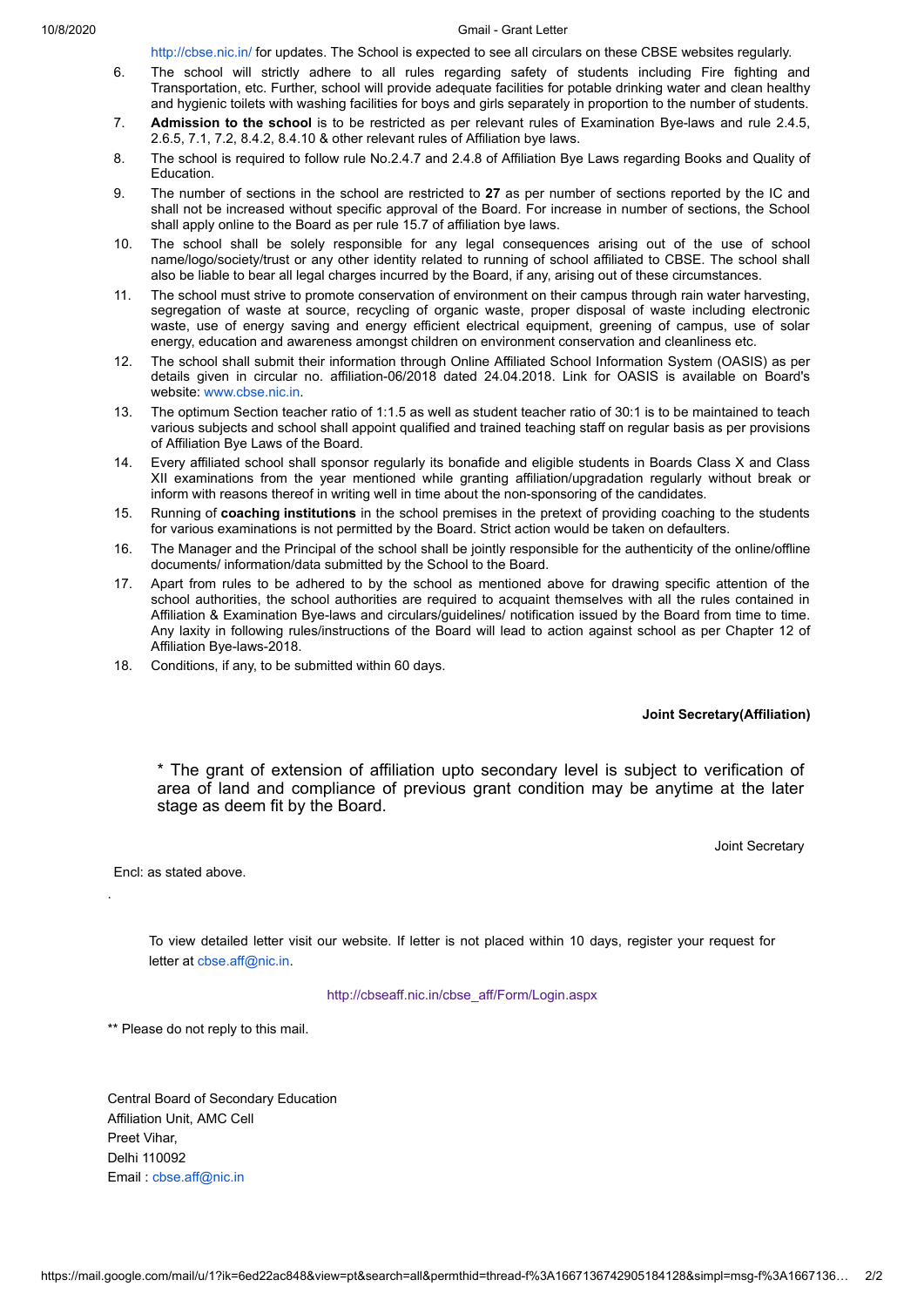http://cbse.nic.in/ for updates. The School is expected to see all circulars on these CBSE websites regularly.

6. The school will strictly adhere to all rules regarding safety of students including Fire fighting and Transportation, etc. Further, school will provide adequate facilities for potable drinking water and clean healthy and hygienic toilets with washing facilities for boys and girls separately in proportion to the number of students.
7. **Admission to the school** is to be restricted as per relevant rules of Examination Bye-laws and rule 2.4.5, 2.6.5, 7.1, 7.2, 8.4.2, 8.4.10 & other relevant rules of Affiliation bye laws.
8. The school is required to follow rule No.2.4.7 and 2.4.8 of Affiliation Bye Laws regarding Books and Quality of Education.
9. The number of sections in the school are restricted to **27** as per number of sections reported by the IC and shall not be increased without specific approval of the Board. For increase in number of sections, the School shall apply online to the Board as per rule 15.7 of affiliation bye laws.
10. The school shall be solely responsible for any legal consequences arising out of the use of school name/logo/society/trust or any other identity related to running of school affiliated to CBSE. The school shall also be liable to bear all legal charges incurred by the Board, if any, arising out of these circumstances.
11. The school must strive to promote conservation of environment on their campus through rain water harvesting, segregation of waste at source, recycling of organic waste, proper disposal of waste including electronic waste, use of energy saving and energy efficient electrical equipment, greening of campus, use of solar energy, education and awareness amongst children on environment conservation and cleanliness etc.
12. The school shall submit their information through Online Affiliated School Information System (OASIS) as per details given in circular no. affiliation-06/2018 dated 24.04.2018. Link for OASIS is available on Board's website: www.cbse.nic.in.
13. The optimum Section teacher ratio of 1:1.5 as well as student teacher ratio of 30:1 is to be maintained to teach various subjects and school shall appoint qualified and trained teaching staff on regular basis as per provisions of Affiliation Bye Laws of the Board.
14. Every affiliated school shall sponsor regularly its bonafide and eligible students in Boards Class X and Class XII examinations from the year mentioned while granting affiliation/upgradation regularly without break or inform with reasons thereof in writing well in time about the non-sponsoring of the candidates.
15. Running of **coaching institutions** in the school premises in the pretext of providing coaching to the students for various examinations is not permitted by the Board. Strict action would be taken on defaulters.
16. The Manager and the Principal of the school shall be jointly responsible for the authenticity of the online/offline documents/ information/data submitted by the School to the Board.
17. Apart from rules to be adhered to by the school as mentioned above for drawing specific attention of the school authorities, the school authorities are required to acquaint themselves with all the rules contained in Affiliation & Examination Bye-laws and circulars/guidelines/ notification issued by the Board from time to time. Any laxity in following rules/instructions of the Board will lead to action against school as per Chapter 12 of Affiliation Bye-laws-2018.
18. Conditions, if any, to be submitted within 60 days.

**Joint Secretary(Affiliation)**

* The grant of extension of affiliation upto secondary level is subject to verification of area of land and compliance of previous grant condition may be anytime at the later stage as deem fit by the Board.

Joint Secretary

Encl: as stated above.

.

To view detailed letter visit our website. If letter is not placed within 10 days, register your request for letter at cbse.aff@nic.in.

http://cbseaff.nic.in/cbse_aff/Form/Login.aspx

** Please do not reply to this mail.

Central Board of Secondary Education
Affiliation Unit, AMC Cell
Preet Vihar,
Delhi 110092
Email : cbse.aff@nic.in